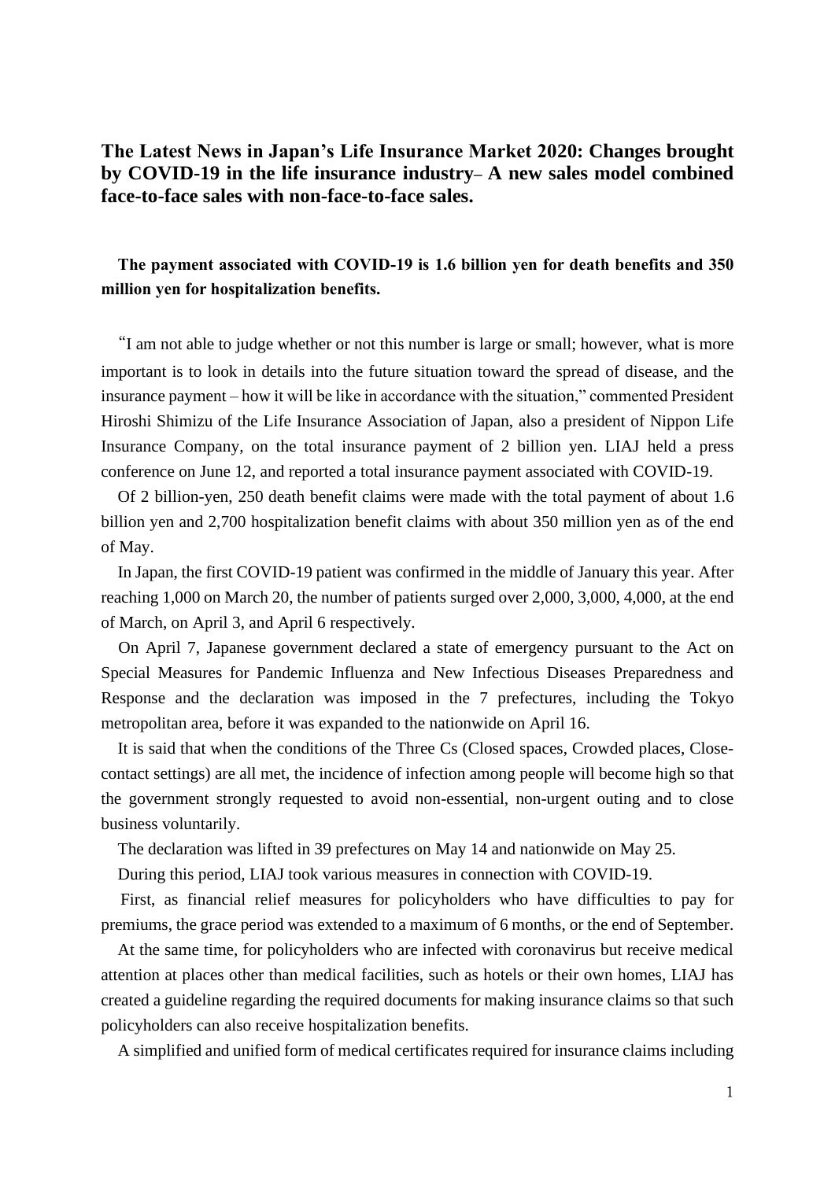# The Latest News in Japan's Life Insurance Market 2020: Changes brought by COVID-19 in the life insurance industry– A new sales model combined face-to-face sales with non-face-to-face sales.

## The payment associated with COVID-19 is 1.6 billion yen for death benefits and 350 million yen for hospitalization benefits.

"I am not able to judge whether or not this number is large or small; however, what is more important is to look in details into the future situation toward the spread of disease, and the insurance payment – how it will be like in accordance with the situation," commented President Hiroshi Shimizu of the Life Insurance Association of Japan, also a president of Nippon Life Insurance Company, on the total insurance payment of 2 billion yen. LIAJ held a press conference on June 12, and reported a total insurance payment associated with COVID-19.

Of 2 billion-yen, 250 death benefit claims were made with the total payment of about 1.6 billion yen and 2,700 hospitalization benefit claims with about 350 million yen as of the end of May.

In Japan, the first COVID-19 patient was confirmed in the middle of January this year. After reaching 1,000 on March 20, the number of patients surged over 2,000, 3,000, 4,000, at the end of March, on April 3, and April 6 respectively.

On April 7, Japanese government declared a state of emergency pursuant to the Act on Special Measures for Pandemic Influenza and New Infectious Diseases Preparedness and Response and the declaration was imposed in the 7 prefectures, including the Tokyo metropolitan area, before it was expanded to the nationwide on April 16.

It is said that when the conditions of the Three Cs (Closed spaces, Crowded places, Close-contact settings) are all met, the incidence of infection among people will become high so that the government strongly requested to avoid non-essential, non-urgent outing and to close business voluntarily.

The declaration was lifted in 39 prefectures on May 14 and nationwide on May 25.

During this period, LIAJ took various measures in connection with COVID-19.

First, as financial relief measures for policyholders who have difficulties to pay for premiums, the grace period was extended to a maximum of 6 months, or the end of September.

At the same time, for policyholders who are infected with coronavirus but receive medical attention at places other than medical facilities, such as hotels or their own homes, LIAJ has created a guideline regarding the required documents for making insurance claims so that such policyholders can also receive hospitalization benefits.

A simplified and unified form of medical certificates required for insurance claims including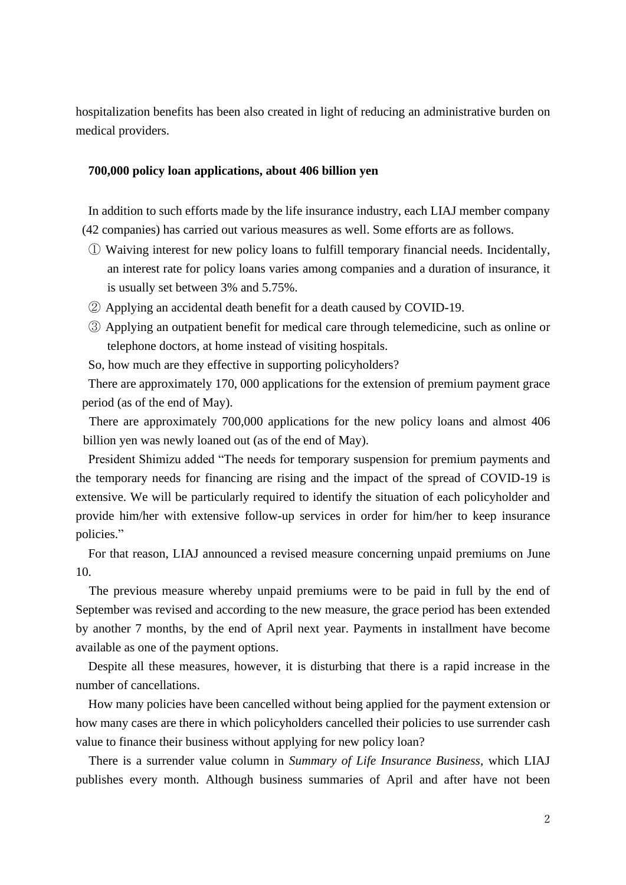hospitalization benefits has been also created in light of reducing an administrative burden on medical providers.

**700,000 policy loan applications, about 406 billion yen**

In addition to such efforts made by the life insurance industry, each LIAJ member company (42 companies) has carried out various measures as well. Some efforts are as follows.

① Waiving interest for new policy loans to fulfill temporary financial needs. Incidentally, an interest rate for policy loans varies among companies and a duration of insurance, it is usually set between 3% and 5.75%.

② Applying an accidental death benefit for a death caused by COVID-19.

③ Applying an outpatient benefit for medical care through telemedicine, such as online or telephone doctors, at home instead of visiting hospitals.

So, how much are they effective in supporting policyholders?

There are approximately 170, 000 applications for the extension of premium payment grace period (as of the end of May).

There are approximately 700,000 applications for the new policy loans and almost 406 billion yen was newly loaned out (as of the end of May).

President Shimizu added "The needs for temporary suspension for premium payments and the temporary needs for financing are rising and the impact of the spread of COVID-19 is extensive. We will be particularly required to identify the situation of each policyholder and provide him/her with extensive follow-up services in order for him/her to keep insurance policies."

For that reason, LIAJ announced a revised measure concerning unpaid premiums on June 10.

The previous measure whereby unpaid premiums were to be paid in full by the end of September was revised and according to the new measure, the grace period has been extended by another 7 months, by the end of April next year. Payments in installment have become available as one of the payment options.

Despite all these measures, however, it is disturbing that there is a rapid increase in the number of cancellations.

How many policies have been cancelled without being applied for the payment extension or how many cases are there in which policyholders cancelled their policies to use surrender cash value to finance their business without applying for new policy loan?

There is a surrender value column in *Summary of Life Insurance Business*, which LIAJ publishes every month. Although business summaries of April and after have not been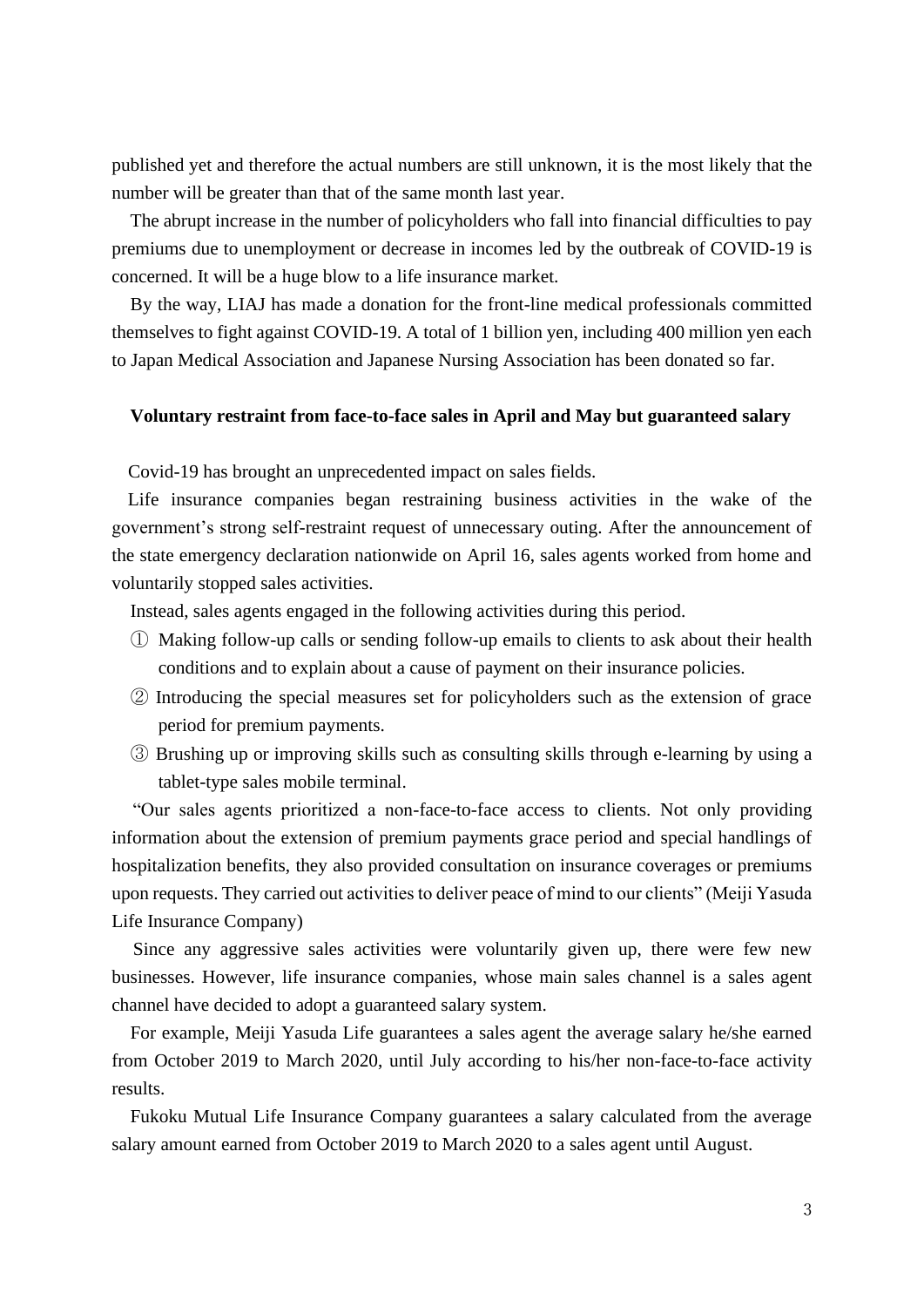published yet and therefore the actual numbers are still unknown, it is the most likely that the number will be greater than that of the same month last year.

The abrupt increase in the number of policyholders who fall into financial difficulties to pay premiums due to unemployment or decrease in incomes led by the outbreak of COVID-19 is concerned. It will be a huge blow to a life insurance market.

By the way, LIAJ has made a donation for the front-line medical professionals committed themselves to fight against COVID-19. A total of 1 billion yen, including 400 million yen each to Japan Medical Association and Japanese Nursing Association has been donated so far.

**Voluntary restraint from face-to-face sales in April and May but guaranteed salary**

Covid-19 has brought an unprecedented impact on sales fields.

Life insurance companies began restraining business activities in the wake of the government's strong self-restraint request of unnecessary outing. After the announcement of the state emergency declaration nationwide on April 16, sales agents worked from home and voluntarily stopped sales activities.

Instead, sales agents engaged in the following activities during this period.

① Making follow-up calls or sending follow-up emails to clients to ask about their health conditions and to explain about a cause of payment on their insurance policies.

② Introducing the special measures set for policyholders such as the extension of grace period for premium payments.

③ Brushing up or improving skills such as consulting skills through e-learning by using a tablet-type sales mobile terminal.

"Our sales agents prioritized a non-face-to-face access to clients. Not only providing information about the extension of premium payments grace period and special handlings of hospitalization benefits, they also provided consultation on insurance coverages or premiums upon requests. They carried out activities to deliver peace of mind to our clients" (Meiji Yasuda Life Insurance Company)

Since any aggressive sales activities were voluntarily given up, there were few new businesses. However, life insurance companies, whose main sales channel is a sales agent channel have decided to adopt a guaranteed salary system.

For example, Meiji Yasuda Life guarantees a sales agent the average salary he/she earned from October 2019 to March 2020, until July according to his/her non-face-to-face activity results.

Fukoku Mutual Life Insurance Company guarantees a salary calculated from the average salary amount earned from October 2019 to March 2020 to a sales agent until August.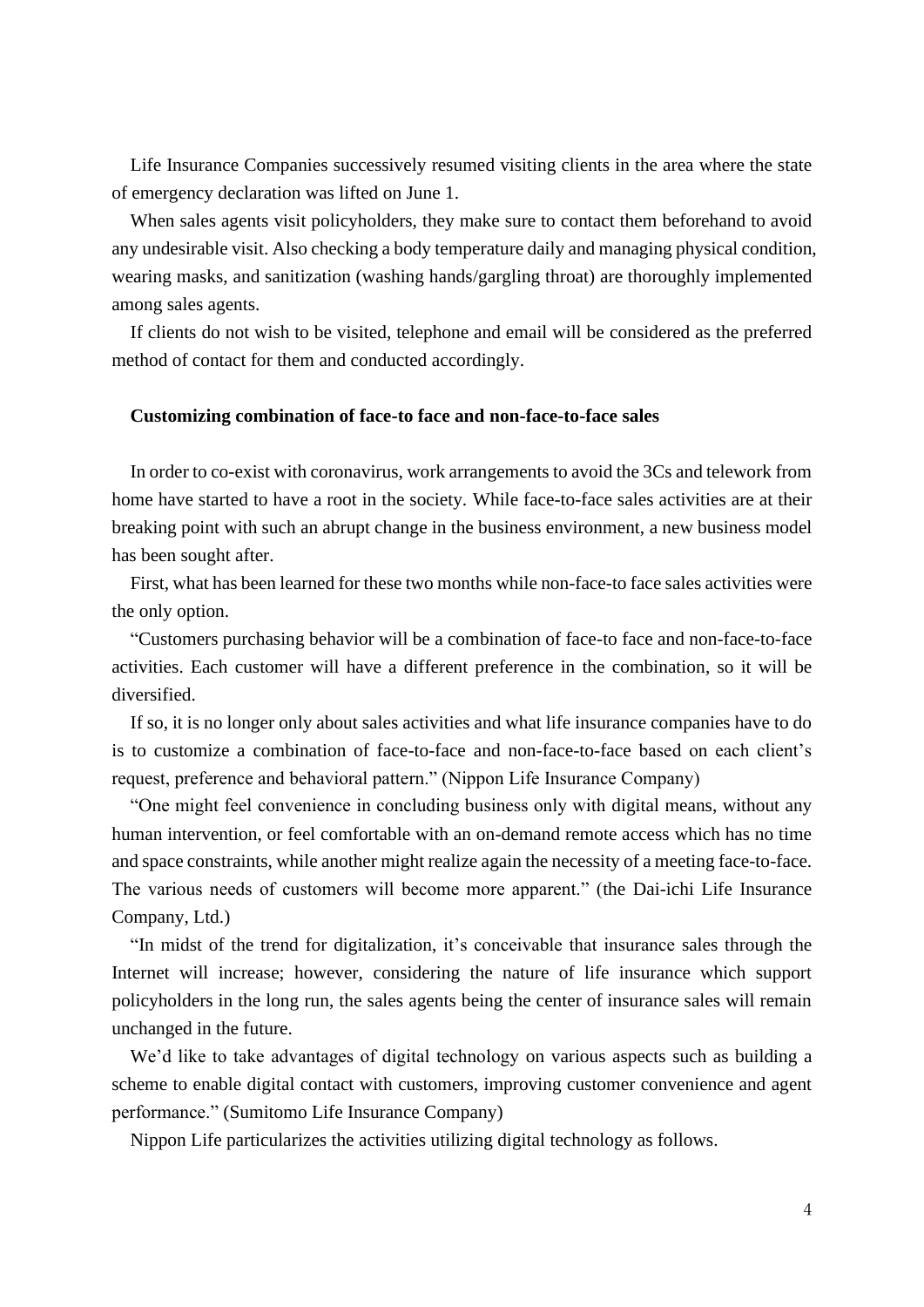Life Insurance Companies successively resumed visiting clients in the area where the state of emergency declaration was lifted on June 1.

When sales agents visit policyholders, they make sure to contact them beforehand to avoid any undesirable visit. Also checking a body temperature daily and managing physical condition, wearing masks, and sanitization (washing hands/gargling throat) are thoroughly implemented among sales agents.

If clients do not wish to be visited, telephone and email will be considered as the preferred method of contact for them and conducted accordingly.

**Customizing combination of face-to face and non-face-to-face sales**

In order to co-exist with coronavirus, work arrangements to avoid the 3Cs and telework from home have started to have a root in the society. While face-to-face sales activities are at their breaking point with such an abrupt change in the business environment, a new business model has been sought after.

First, what has been learned for these two months while non-face-to face sales activities were the only option.

"Customers purchasing behavior will be a combination of face-to face and non-face-to-face activities. Each customer will have a different preference in the combination, so it will be diversified.

If so, it is no longer only about sales activities and what life insurance companies have to do is to customize a combination of face-to-face and non-face-to-face based on each client's request, preference and behavioral pattern." (Nippon Life Insurance Company)

"One might feel convenience in concluding business only with digital means, without any human intervention, or feel comfortable with an on-demand remote access which has no time and space constraints, while another might realize again the necessity of a meeting face-to-face. The various needs of customers will become more apparent." (the Dai-ichi Life Insurance Company, Ltd.)

"In midst of the trend for digitalization, it's conceivable that insurance sales through the Internet will increase; however, considering the nature of life insurance which support policyholders in the long run, the sales agents being the center of insurance sales will remain unchanged in the future.

We'd like to take advantages of digital technology on various aspects such as building a scheme to enable digital contact with customers, improving customer convenience and agent performance." (Sumitomo Life Insurance Company)

Nippon Life particularizes the activities utilizing digital technology as follows.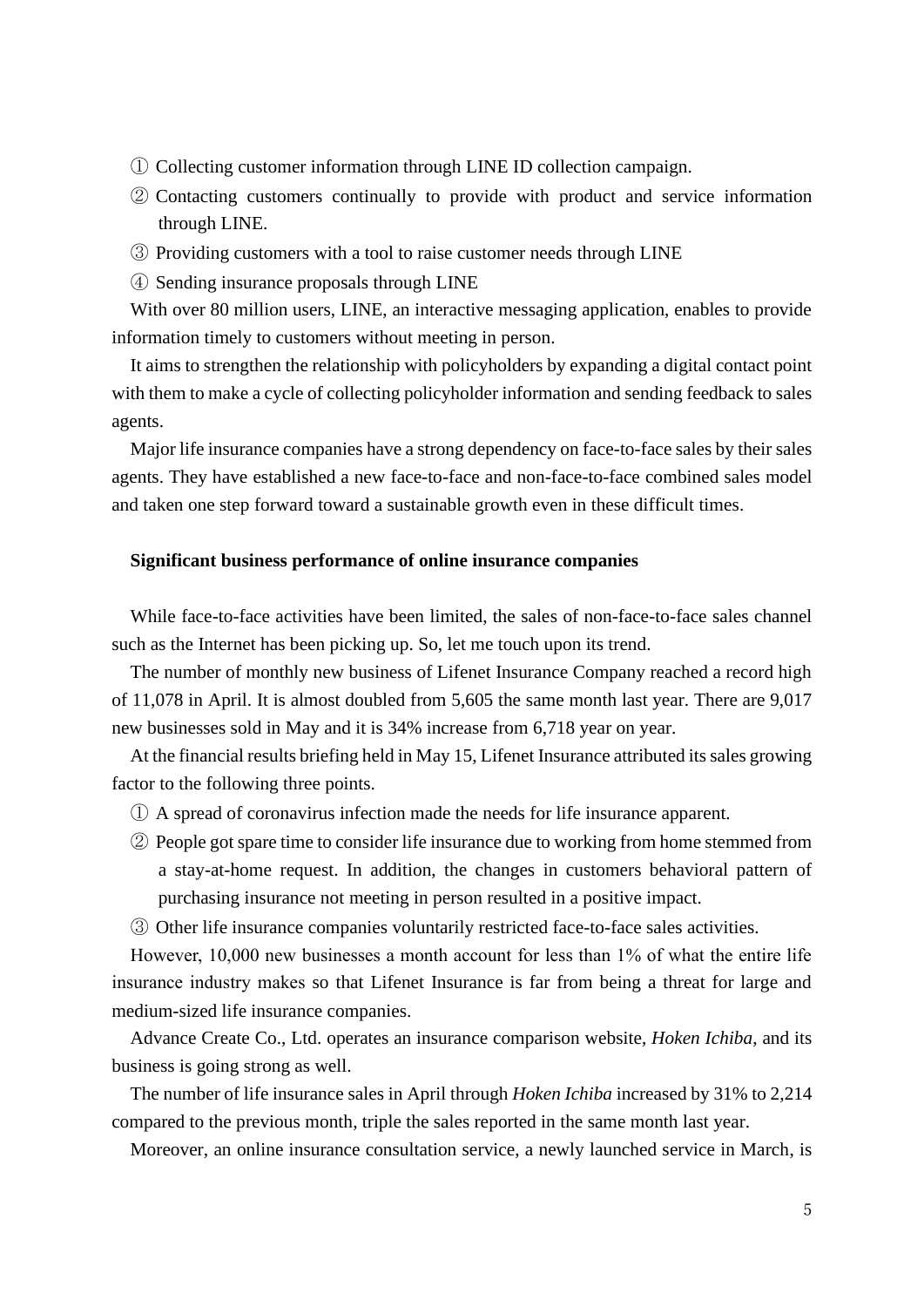① Collecting customer information through LINE ID collection campaign.

② Contacting customers continually to provide with product and service information through LINE.

③ Providing customers with a tool to raise customer needs through LINE

④ Sending insurance proposals through LINE

With over 80 million users, LINE, an interactive messaging application, enables to provide information timely to customers without meeting in person.

It aims to strengthen the relationship with policyholders by expanding a digital contact point with them to make a cycle of collecting policyholder information and sending feedback to sales agents.

Major life insurance companies have a strong dependency on face-to-face sales by their sales agents. They have established a new face-to-face and non-face-to-face combined sales model and taken one step forward toward a sustainable growth even in these difficult times.

**Significant business performance of online insurance companies**

While face-to-face activities have been limited, the sales of non-face-to-face sales channel such as the Internet has been picking up. So, let me touch upon its trend.

The number of monthly new business of Lifenet Insurance Company reached a record high of 11,078 in April. It is almost doubled from 5,605 the same month last year. There are 9,017 new businesses sold in May and it is 34% increase from 6,718 year on year.

At the financial results briefing held in May 15, Lifenet Insurance attributed its sales growing factor to the following three points.

① A spread of coronavirus infection made the needs for life insurance apparent.

② People got spare time to consider life insurance due to working from home stemmed from a stay-at-home request. In addition, the changes in customers behavioral pattern of purchasing insurance not meeting in person resulted in a positive impact.

③ Other life insurance companies voluntarily restricted face-to-face sales activities.

However, 10,000 new businesses a month account for less than 1% of what the entire life insurance industry makes so that Lifenet Insurance is far from being a threat for large and medium-sized life insurance companies.

Advance Create Co., Ltd. operates an insurance comparison website, *Hoken Ichiba*, and its business is going strong as well.

The number of life insurance sales in April through *Hoken Ichiba* increased by 31% to 2,214 compared to the previous month, triple the sales reported in the same month last year.

Moreover, an online insurance consultation service, a newly launched service in March, is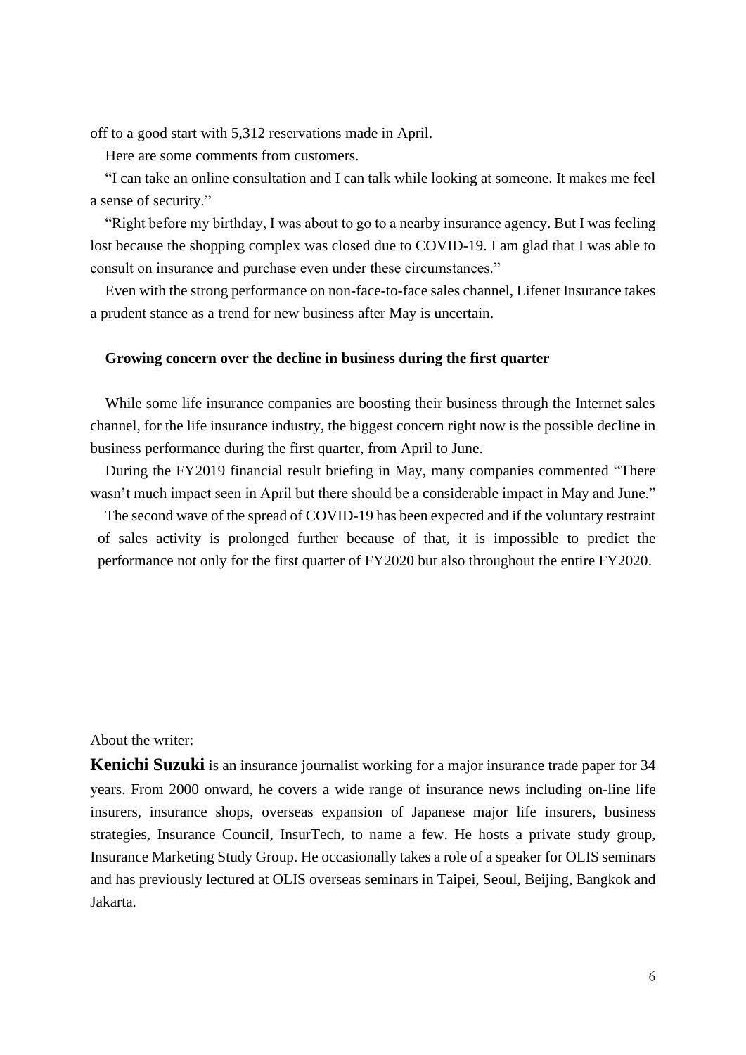off to a good start with 5,312 reservations made in April.

Here are some comments from customers.

"I can take an online consultation and I can talk while looking at someone. It makes me feel a sense of security."

"Right before my birthday, I was about to go to a nearby insurance agency. But I was feeling lost because the shopping complex was closed due to COVID-19. I am glad that I was able to consult on insurance and purchase even under these circumstances."

Even with the strong performance on non-face-to-face sales channel, Lifenet Insurance takes a prudent stance as a trend for new business after May is uncertain.

**Growing concern over the decline in business during the first quarter**

While some life insurance companies are boosting their business through the Internet sales channel, for the life insurance industry, the biggest concern right now is the possible decline in business performance during the first quarter, from April to June.

During the FY2019 financial result briefing in May, many companies commented "There wasn't much impact seen in April but there should be a considerable impact in May and June."

The second wave of the spread of COVID-19 has been expected and if the voluntary restraint of sales activity is prolonged further because of that, it is impossible to predict the performance not only for the first quarter of FY2020 but also throughout the entire FY2020.

About the writer:

**Kenichi Suzuki** is an insurance journalist working for a major insurance trade paper for 34 years. From 2000 onward, he covers a wide range of insurance news including on-line life insurers, insurance shops, overseas expansion of Japanese major life insurers, business strategies, Insurance Council, InsurTech, to name a few. He hosts a private study group, Insurance Marketing Study Group. He occasionally takes a role of a speaker for OLIS seminars and has previously lectured at OLIS overseas seminars in Taipei, Seoul, Beijing, Bangkok and Jakarta.